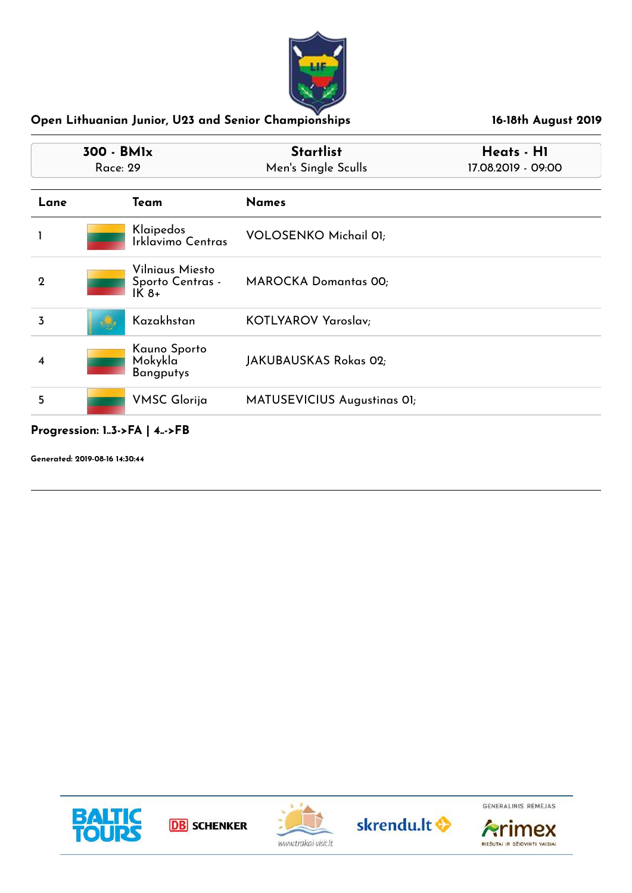## Open Lithuanian Junior, U23 and Senior Championships

**16-18th August 2019**

| 300 - BM1x | Startlist | Heats - H1 |
|---|---|---|
| Race: 29 | Men's Single Sculls | 17.08.2019 - 09:00 |

| Lane | Team | Names |
|---|---|---|
| 1 | Klaipedos Irklavimo Centras | VOLOSENKO Michail 01; |
| 2 | Vilniaus Miesto Sporto Centras - IK 8+ | MAROCKA Domantas 00; |
| 3 | Kazakhstan | KOTLYAROV Yaroslav; |
| 4 | Kauno Sporto Mokykla Bangputys | JAKUBAUSKAS Rokas 02; |
| 5 | VMSC Glorija | MATUSEVICIUS Augustinas 01; |

**Progression: 1..3->FA | 4..->FB**

**Generated: 2019-08-16 14:30:44**

BALTIC TOURS · DB SCHENKER · www.trakai-visit.lt · skrendu.lt · GENERALINIS RĖMĖJAS Arimex RIEŠUTAI IR DŽIOVINTI VAISIAI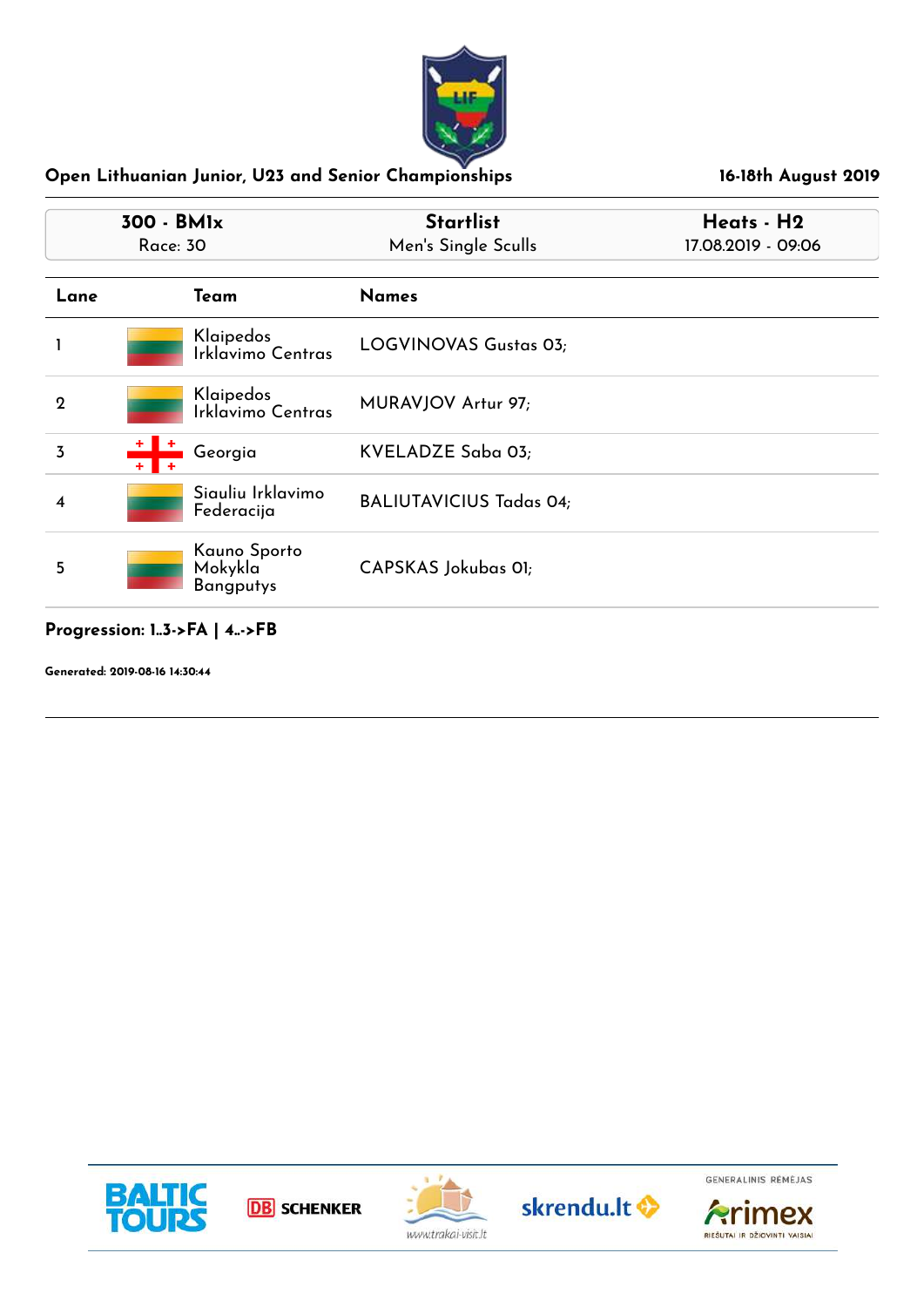## Open Lithuanian Junior, U23 and Senior Championships

**16-18th August 2019**

| **300 - BM1x** | **Startlist** | **Heats - H2** |
|---|---|---|
| Race: 30 | Men's Single Sculls | 17.08.2019 - 09:06 |

| Lane | Team | Names |
|---|---|---|
| 1 | Klaipedos Irklavimo Centras | LOGVINOVAS Gustas 03; |
| 2 | Klaipedos Irklavimo Centras | MURAVJOV Artur 97; |
| 3 | Georgia | KVELADZE Saba 03; |
| 4 | Siauliu Irklavimo Federacija | BALIUTAVICIUS Tadas 04; |
| 5 | Kauno Sporto Mokykla Bangputys | CAPSKAS Jokubas 01; |

**Progression: 1..3->FA | 4..->FB**

**Generated: 2019-08-16 14:30:44**

BALTIC TOURS | DB SCHENKER | www.trakai-visit.lt | skrendu.lt | GENERALINIS RĖMĖJAS Arimex RIEŠUTAI IR DŽIOVINTI VAISIAI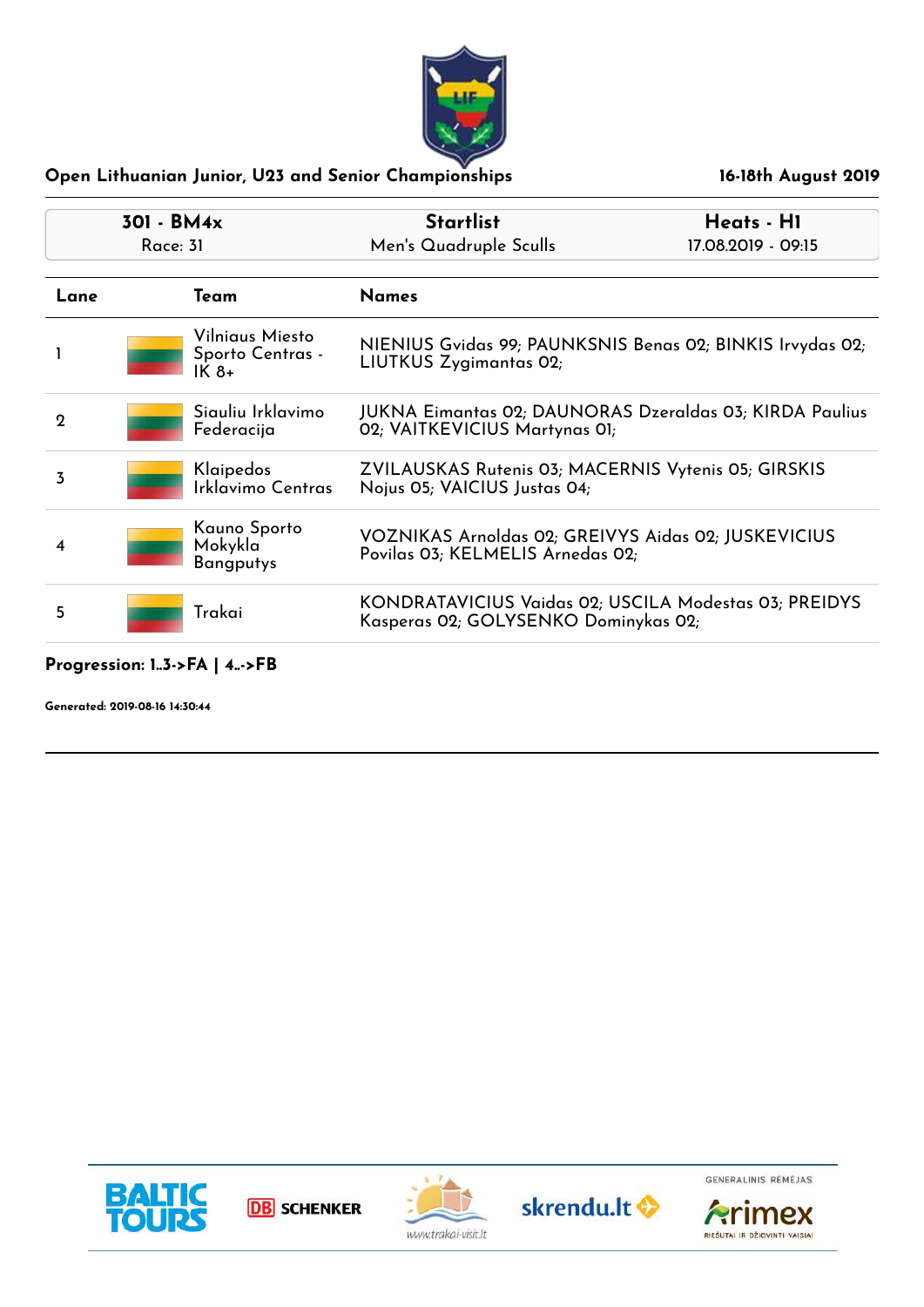## Open Lithuanian Junior, U23 and Senior Championships

16-18th August 2019

| 301 - BM4x | Startlist | Heats - H1 |
|---|---|---|
| Race: 31 | Men's Quadruple Sculls | 17.08.2019 - 09:15 |

| Lane | Team | Names |
|---|---|---|
| 1 | Vilniaus Miesto Sporto Centras - IK 8+ | NIENIUS Gvidas 99; PAUNKSNIS Benas 02; BINKIS Irvydas 02; LIUTKUS Zygimantas 02; |
| 2 | Siauliu Irklavimo Federacija | JUKNA Eimantas 02; DAUNORAS Dzeraldas 03; KIRDA Paulius 02; VAITKEVICIUS Martynas 01; |
| 3 | Klaipedos Irklavimo Centras | ZVILAUSKAS Rutenis 03; MACERNIS Vytenis 05; GIRSKIS Nojus 05; VAICIUS Justas 04; |
| 4 | Kauno Sporto Mokykla Bangputys | VOZNIKAS Arnoldas 02; GREIVYS Aidas 02; JUSKEVICIUS Povilas 03; KELMELIS Arnedas 02; |
| 5 | Trakai | KONDRATAVICIUS Vaidas 02; USCILA Modestas 03; PREIDYS Kasperas 02; GOLYSENKO Dominykas 02; |

**Progression: 1..3->FA | 4..->FB**

**Generated: 2019-08-16 14:30:44**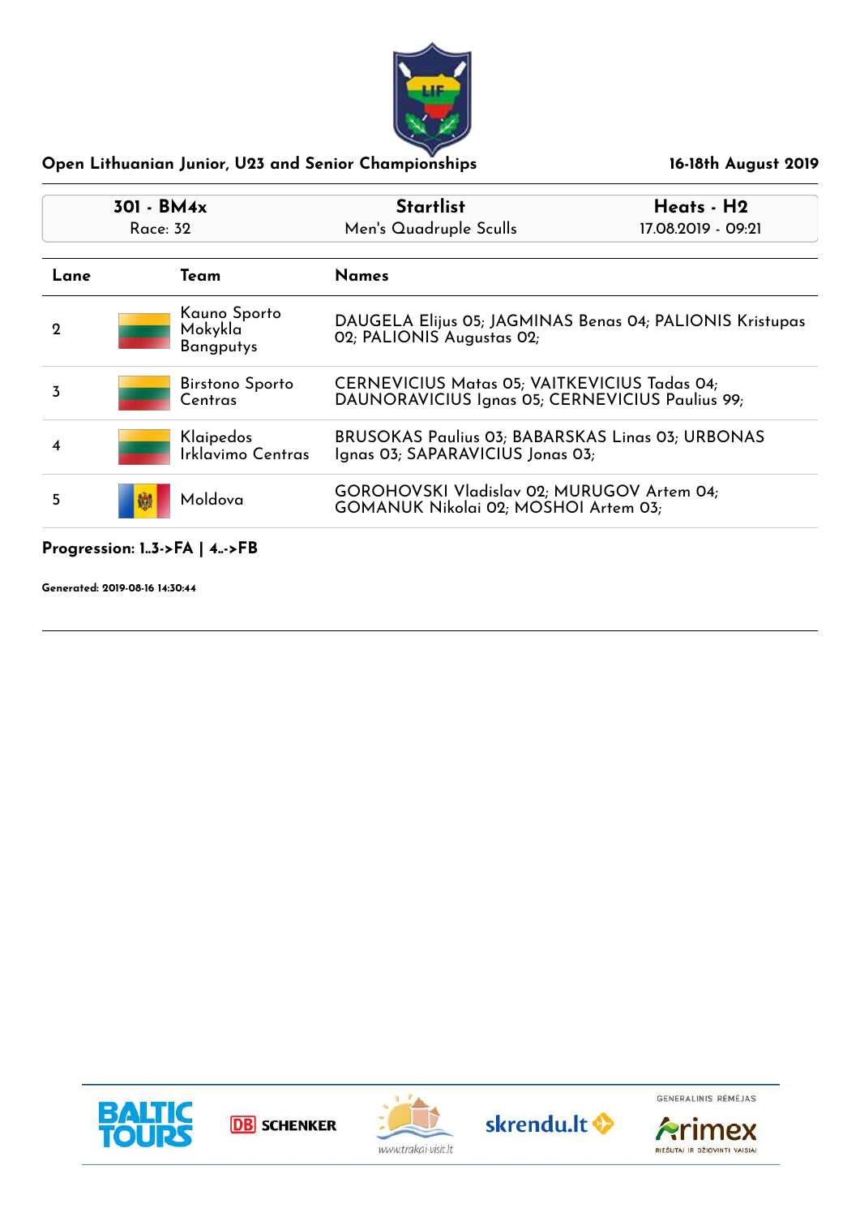## Open Lithuanian Junior, U23 and Senior Championships

**16-18th August 2019**

| **301 - BM4x** Race: 32 | **Startlist** Men's Quadruple Sculls | **Heats - H2** 17.08.2019 - 09:21 |
| --- | --- | --- |

| Lane | Team | Names |
| --- | --- | --- |
| 2 | Kauno Sporto Mokykla Bangputys | DAUGELA Elijus 05; JAGMINAS Benas 04; PALIONIS Kristupas 02; PALIONIS Augustas 02; |
| 3 | Birstono Sporto Centras | CERNEVICIUS Matas 05; VAITKEVICIUS Tadas 04; DAUNORAVICIUS Ignas 05; CERNEVICIUS Paulius 99; |
| 4 | Klaipedos Irklavimo Centras | BRUSOKAS Paulius 03; BABARSKAS Linas 03; URBONAS Ignas 03; SAPARAVICIUS Jonas 03; |
| 5 | Moldova | GOROHOVSKI Vladislav 02; MURUGOV Artem 04; GOMANUK Nikolai 02; MOSHOI Artem 03; |

**Progression: 1..3->FA | 4..->FB**

**Generated: 2019-08-16 14:30:44**

BALTIC TOURS | DB SCHENKER | www.trakai-visit.lt | skrendu.lt | GENERALINIS RĖMĖJAS Arimex RIEŠUTAI IR DŽIOVINTI VAISIAI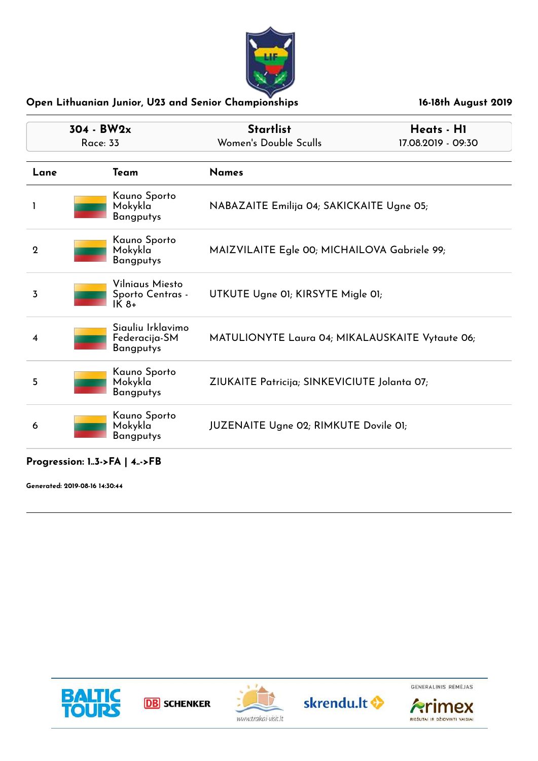## Open Lithuanian Junior, U23 and Senior Championships

16-18th August 2019

| 304 - BW2x<br>Race: 33 | Startlist<br>Women's Double Sculls | Heats - H1<br>17.08.2019 - 09:30 |
|---|---|---|

| Lane | Team | Names |
|---|---|---|
| 1 | Kauno Sporto Mokykla Bangputys | NABAZAITE Emilija 04; SAKICKAITE Ugne 05; |
| 2 | Kauno Sporto Mokykla Bangputys | MAIZVILAITE Egle 00; MICHAILOVA Gabriele 99; |
| 3 | Vilniaus Miesto Sporto Centras - IK 8+ | UTKUTE Ugne 01; KIRSYTE Migle 01; |
| 4 | Siauliu Irklavimo Federacija-SM Bangputys | MATULIONYTE Laura 04; MIKALAUSKAITE Vytaute 06; |
| 5 | Kauno Sporto Mokykla Bangputys | ZIUKAITE Patricija; SINKEVICIUTE Jolanta 07; |
| 6 | Kauno Sporto Mokykla Bangputys | JUZENAITE Ugne 02; RIMKUTE Dovile 01; |

**Progression: 1..3->FA | 4..->FB**

**Generated: 2019-08-16 14:30:44**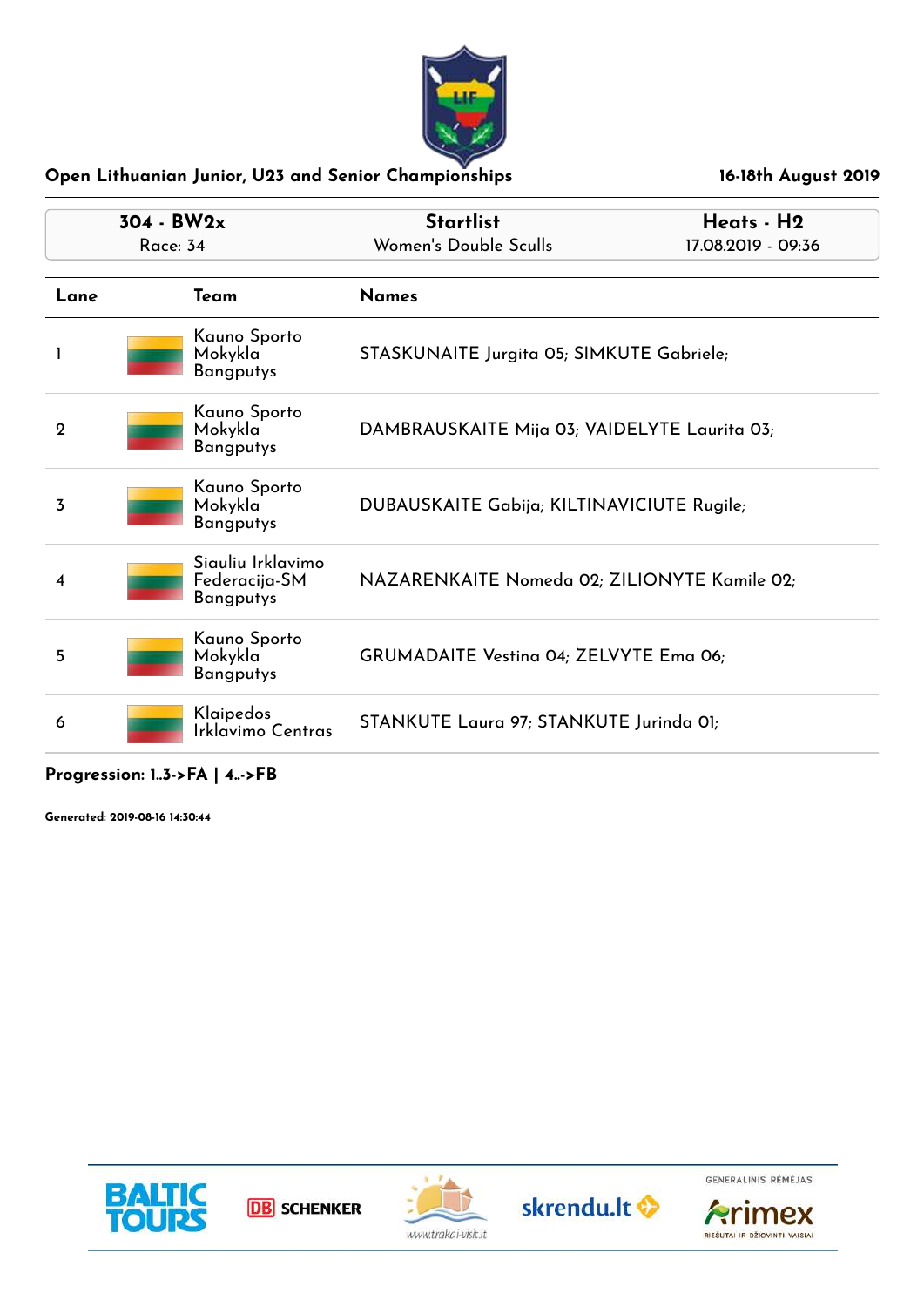## Open Lithuanian Junior, U23 and Senior Championships

**16-18th August 2019**

| **304 - BW2x** | **Startlist** | **Heats - H2** |
|---|---|---|
| Race: 34 | Women's Double Sculls | 17.08.2019 - 09:36 |

| Lane | Team | Names |
|---|---|---|
| 1 | Kauno Sporto Mokykla Bangputys | STASKUNAITE Jurgita 05; SIMKUTE Gabriele; |
| 2 | Kauno Sporto Mokykla Bangputys | DAMBRAUSKAITE Mija 03; VAIDELYTE Laurita 03; |
| 3 | Kauno Sporto Mokykla Bangputys | DUBAUSKAITE Gabija; KILTINAVICIUTE Rugile; |
| 4 | Siauliu Irklavimo Federacija-SM Bangputys | NAZARENKAITE Nomeda 02; ZILIONYTE Kamile 02; |
| 5 | Kauno Sporto Mokykla Bangputys | GRUMADAITE Vestina 04; ZELVYTE Ema 06; |
| 6 | Klaipedos Irklavimo Centras | STANKUTE Laura 97; STANKUTE Jurinda 01; |

**Progression: 1..3->FA | 4..->FB**

**Generated: 2019-08-16 14:30:44**

GENERALINIS RĖMĖJAS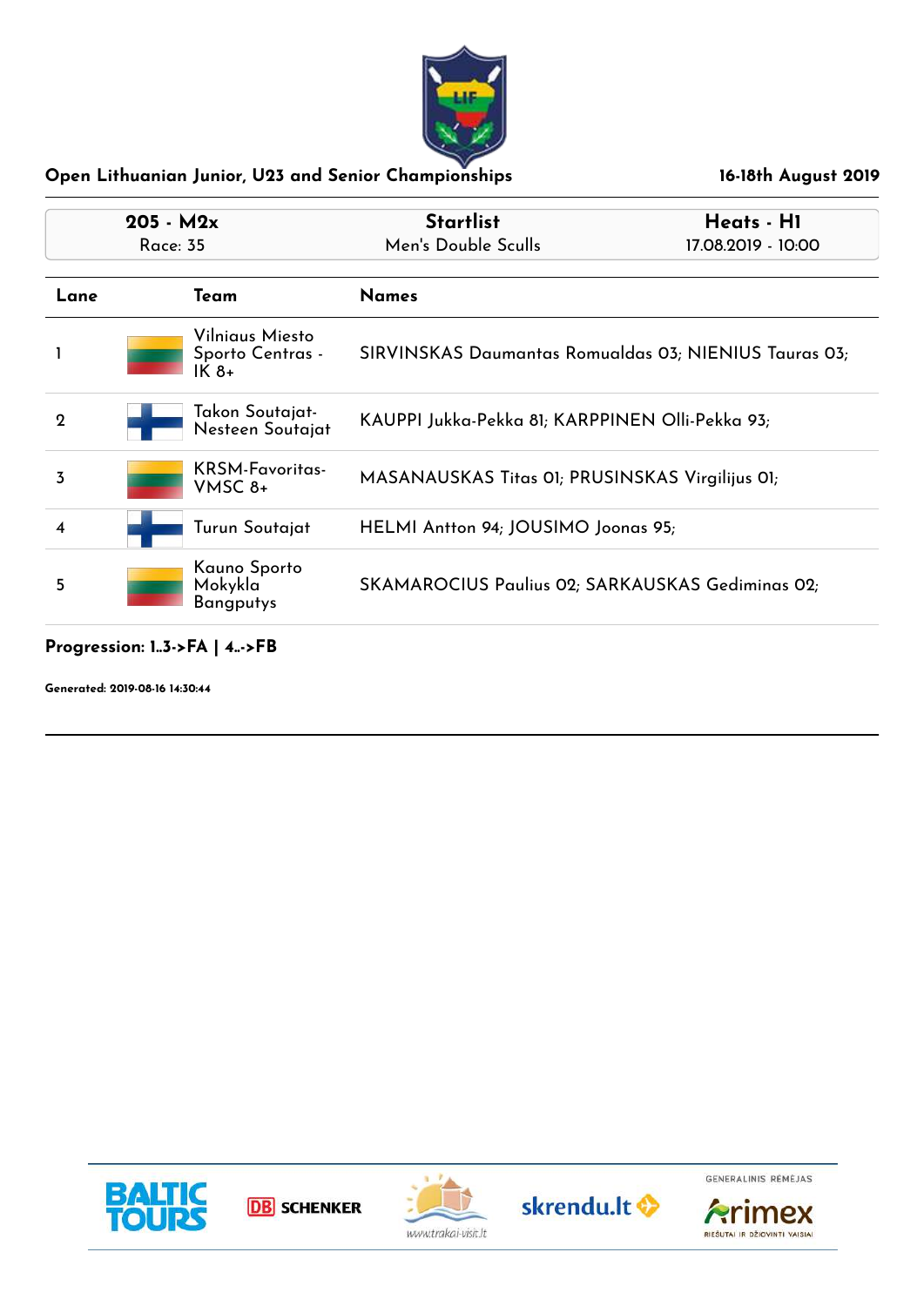## Open Lithuanian Junior, U23 and Senior Championships

16-18th August 2019

| 205 - M2x<br>Race: 35 | Startlist<br>Men's Double Sculls | Heats - H1<br>17.08.2019 - 10:00 |
|---|---|---|

| Lane | Team | Names |
|---|---|---|
| 1 | Vilniaus Miesto Sporto Centras - IK 8+ | SIRVINSKAS Daumantas Romualdas 03; NIENIUS Tauras 03; |
| 2 | Takon Soutajat-Nesteen Soutajat | KAUPPI Jukka-Pekka 81; KARPPINEN Olli-Pekka 93; |
| 3 | KRSM-Favoritas-VMSC 8+ | MASANAUSKAS Titas 01; PRUSINSKAS Virgilijus 01; |
| 4 | Turun Soutajat | HELMI Antton 94; JOUSIMO Joonas 95; |
| 5 | Kauno Sporto Mokykla Bangputys | SKAMAROCIUS Paulius 02; SARKAUSKAS Gediminas 02; |

**Progression: 1..3->FA | 4..->FB**

**Generated: 2019-08-16 14:30:44**

BALTIC TOURS | DB SCHENKER | www.trakai-visit.lt | skrendu.lt | GENERALINIS RĖMĖJAS Arimex RIEŠUTAI IR DŽIOVINTI VAISIAI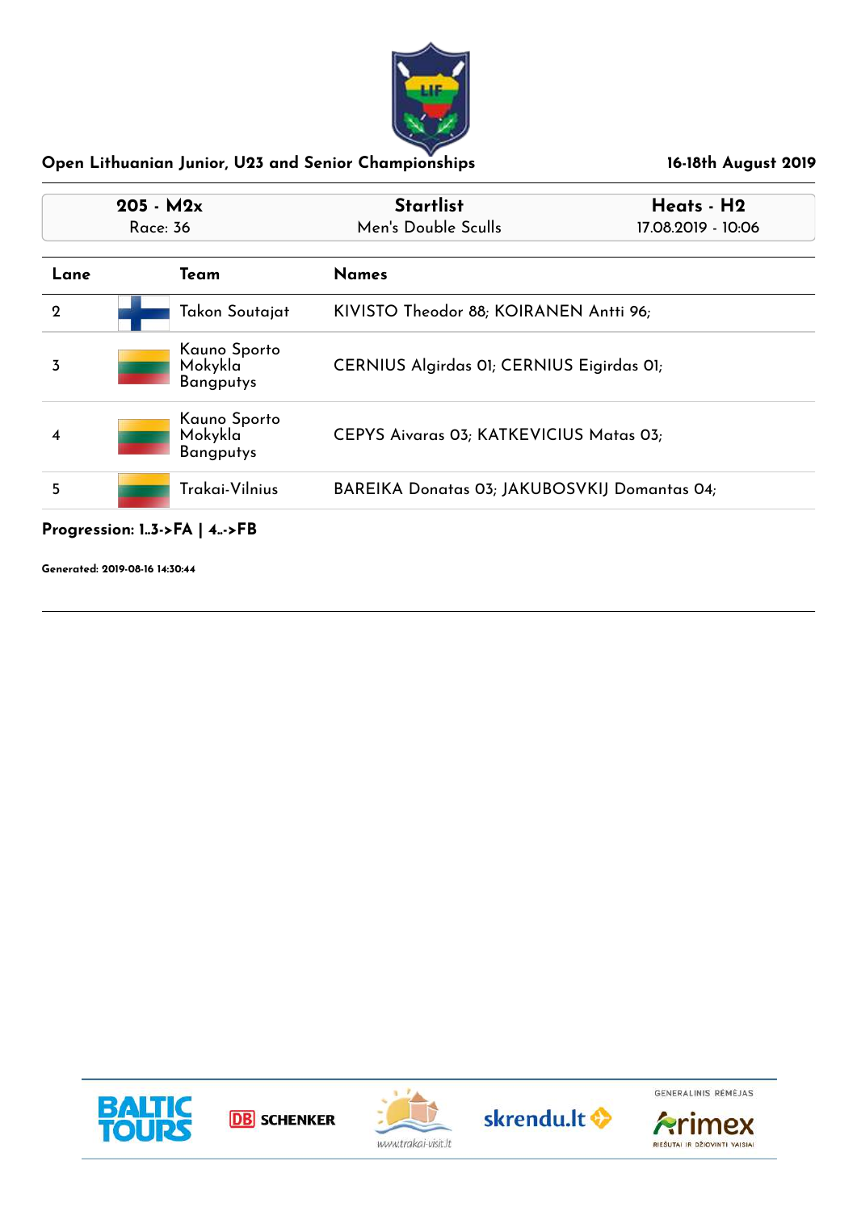## Open Lithuanian Junior, U23 and Senior Championships

16-18th August 2019

| 205 - M2x | Startlist | Heats - H2 |
| --- | --- | --- |
| Race: 36 | Men's Double Sculls | 17.08.2019 - 10:06 |

| Lane | Team | Names |
| --- | --- | --- |
| 2 | Takon Soutajat | KIVISTO Theodor 88; KOIRANEN Antti 96; |
| 3 | Kauno Sporto Mokykla Bangputys | CERNIUS Algirdas 01; CERNIUS Eigirdas 01; |
| 4 | Kauno Sporto Mokykla Bangputys | CEPYS Aivaras 03; KATKEVICIUS Matas 03; |
| 5 | Trakai-Vilnius | BAREIKA Donatas 03; JAKUBOSVKIJ Domantas 04; |

**Progression: 1..3->FA | 4..->FB**

**Generated: 2019-08-16 14:30:44**

GENERALINIS RĖMĖJAS